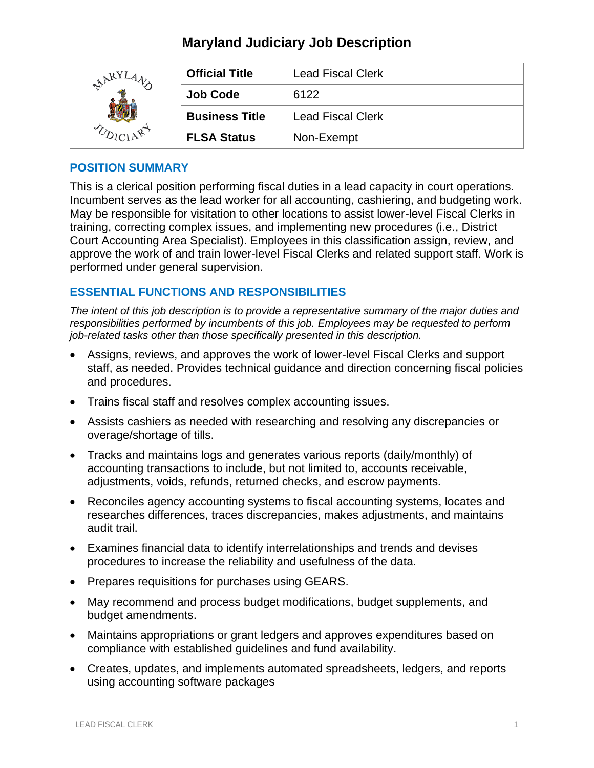# Maryland Judiciary Job Description

| Official Title | Lead Fiscal Clerk |
|---|---|
| Job Code | 6122 |
| Business Title | Lead Fiscal Clerk |
| FLSA Status | Non-Exempt |

## POSITION SUMMARY

This is a clerical position performing fiscal duties in a lead capacity in court operations. Incumbent serves as the lead worker for all accounting, cashiering, and budgeting work. May be responsible for visitation to other locations to assist lower-level Fiscal Clerks in training, correcting complex issues, and implementing new procedures (i.e., District Court Accounting Area Specialist). Employees in this classification assign, review, and approve the work of and train lower-level Fiscal Clerks and related support staff. Work is performed under general supervision.

## ESSENTIAL FUNCTIONS AND RESPONSIBILITIES

*The intent of this job description is to provide a representative summary of the major duties and responsibilities performed by incumbents of this job. Employees may be requested to perform job-related tasks other than those specifically presented in this description.*

- Assigns, reviews, and approves the work of lower-level Fiscal Clerks and support staff, as needed. Provides technical guidance and direction concerning fiscal policies and procedures.
- Trains fiscal staff and resolves complex accounting issues.
- Assists cashiers as needed with researching and resolving any discrepancies or overage/shortage of tills.
- Tracks and maintains logs and generates various reports (daily/monthly) of accounting transactions to include, but not limited to, accounts receivable, adjustments, voids, refunds, returned checks, and escrow payments.
- Reconciles agency accounting systems to fiscal accounting systems, locates and researches differences, traces discrepancies, makes adjustments, and maintains audit trail.
- Examines financial data to identify interrelationships and trends and devises procedures to increase the reliability and usefulness of the data.
- Prepares requisitions for purchases using GEARS.
- May recommend and process budget modifications, budget supplements, and budget amendments.
- Maintains appropriations or grant ledgers and approves expenditures based on compliance with established guidelines and fund availability.
- Creates, updates, and implements automated spreadsheets, ledgers, and reports using accounting software packages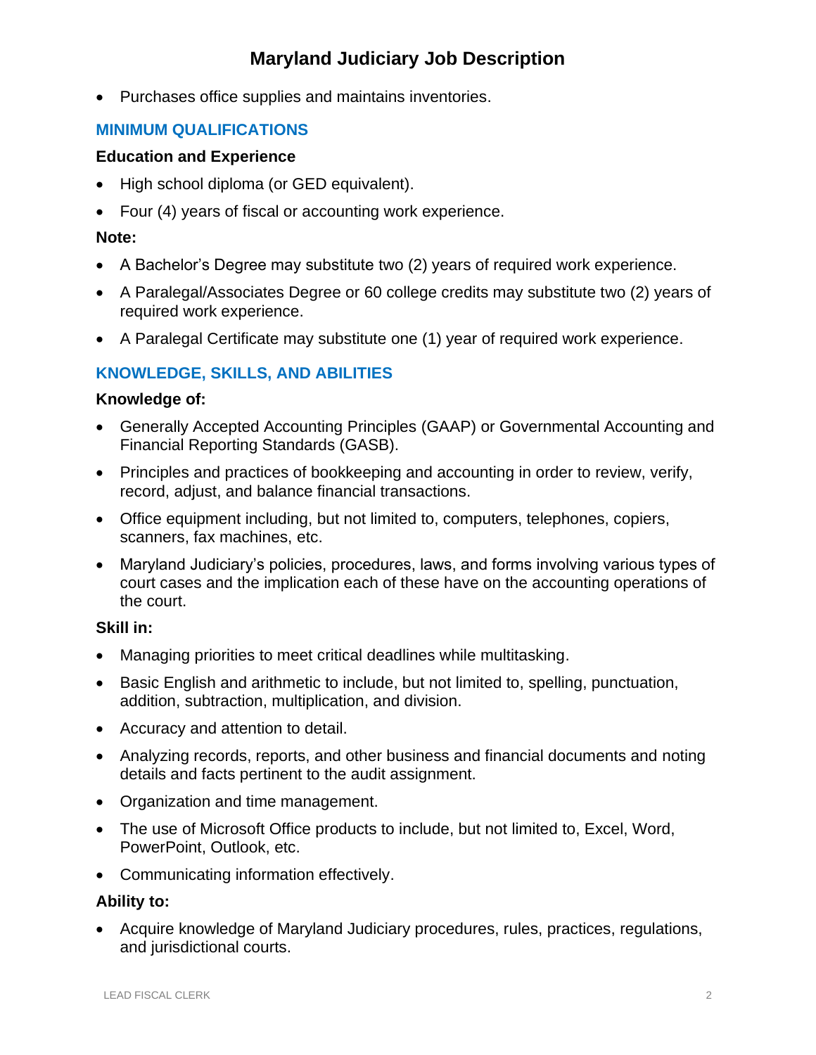- Purchases office supplies and maintains inventories.

## MINIMUM QUALIFICATIONS

### Education and Experience

- High school diploma (or GED equivalent).
- Four (4) years of fiscal or accounting work experience.

**Note:**

- A Bachelor's Degree may substitute two (2) years of required work experience.
- A Paralegal/Associates Degree or 60 college credits may substitute two (2) years of required work experience.
- A Paralegal Certificate may substitute one (1) year of required work experience.

## KNOWLEDGE, SKILLS, AND ABILITIES

### Knowledge of:

- Generally Accepted Accounting Principles (GAAP) or Governmental Accounting and Financial Reporting Standards (GASB).
- Principles and practices of bookkeeping and accounting in order to review, verify, record, adjust, and balance financial transactions.
- Office equipment including, but not limited to, computers, telephones, copiers, scanners, fax machines, etc.
- Maryland Judiciary's policies, procedures, laws, and forms involving various types of court cases and the implication each of these have on the accounting operations of the court.

### Skill in:

- Managing priorities to meet critical deadlines while multitasking.
- Basic English and arithmetic to include, but not limited to, spelling, punctuation, addition, subtraction, multiplication, and division.
- Accuracy and attention to detail.
- Analyzing records, reports, and other business and financial documents and noting details and facts pertinent to the audit assignment.
- Organization and time management.
- The use of Microsoft Office products to include, but not limited to, Excel, Word, PowerPoint, Outlook, etc.
- Communicating information effectively.

### Ability to:

- Acquire knowledge of Maryland Judiciary procedures, rules, practices, regulations, and jurisdictional courts.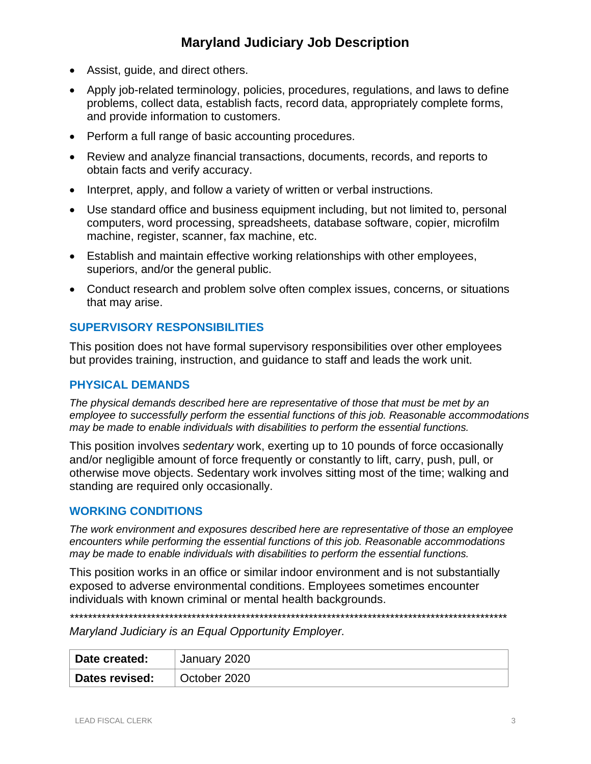- Assist, guide, and direct others.
- Apply job-related terminology, policies, procedures, regulations, and laws to define problems, collect data, establish facts, record data, appropriately complete forms, and provide information to customers.
- Perform a full range of basic accounting procedures.
- Review and analyze financial transactions, documents, records, and reports to obtain facts and verify accuracy.
- Interpret, apply, and follow a variety of written or verbal instructions.
- Use standard office and business equipment including, but not limited to, personal computers, word processing, spreadsheets, database software, copier, microfilm machine, register, scanner, fax machine, etc.
- Establish and maintain effective working relationships with other employees, superiors, and/or the general public.
- Conduct research and problem solve often complex issues, concerns, or situations that may arise.

## SUPERVISORY RESPONSIBILITIES

This position does not have formal supervisory responsibilities over other employees but provides training, instruction, and guidance to staff and leads the work unit.

## PHYSICAL DEMANDS

*The physical demands described here are representative of those that must be met by an employee to successfully perform the essential functions of this job. Reasonable accommodations may be made to enable individuals with disabilities to perform the essential functions.*

This position involves *sedentary* work, exerting up to 10 pounds of force occasionally and/or negligible amount of force frequently or constantly to lift, carry, push, pull, or otherwise move objects. Sedentary work involves sitting most of the time; walking and standing are required only occasionally.

## WORKING CONDITIONS

*The work environment and exposures described here are representative of those an employee encounters while performing the essential functions of this job. Reasonable accommodations may be made to enable individuals with disabilities to perform the essential functions.*

This position works in an office or similar indoor environment and is not substantially exposed to adverse environmental conditions. Employees sometimes encounter individuals with known criminal or mental health backgrounds.

*****************************************************************************************************

*Maryland Judiciary is an Equal Opportunity Employer.*

| | |
|---|---|
| **Date created:** | January 2020 |
| **Dates revised:** | October 2020 |